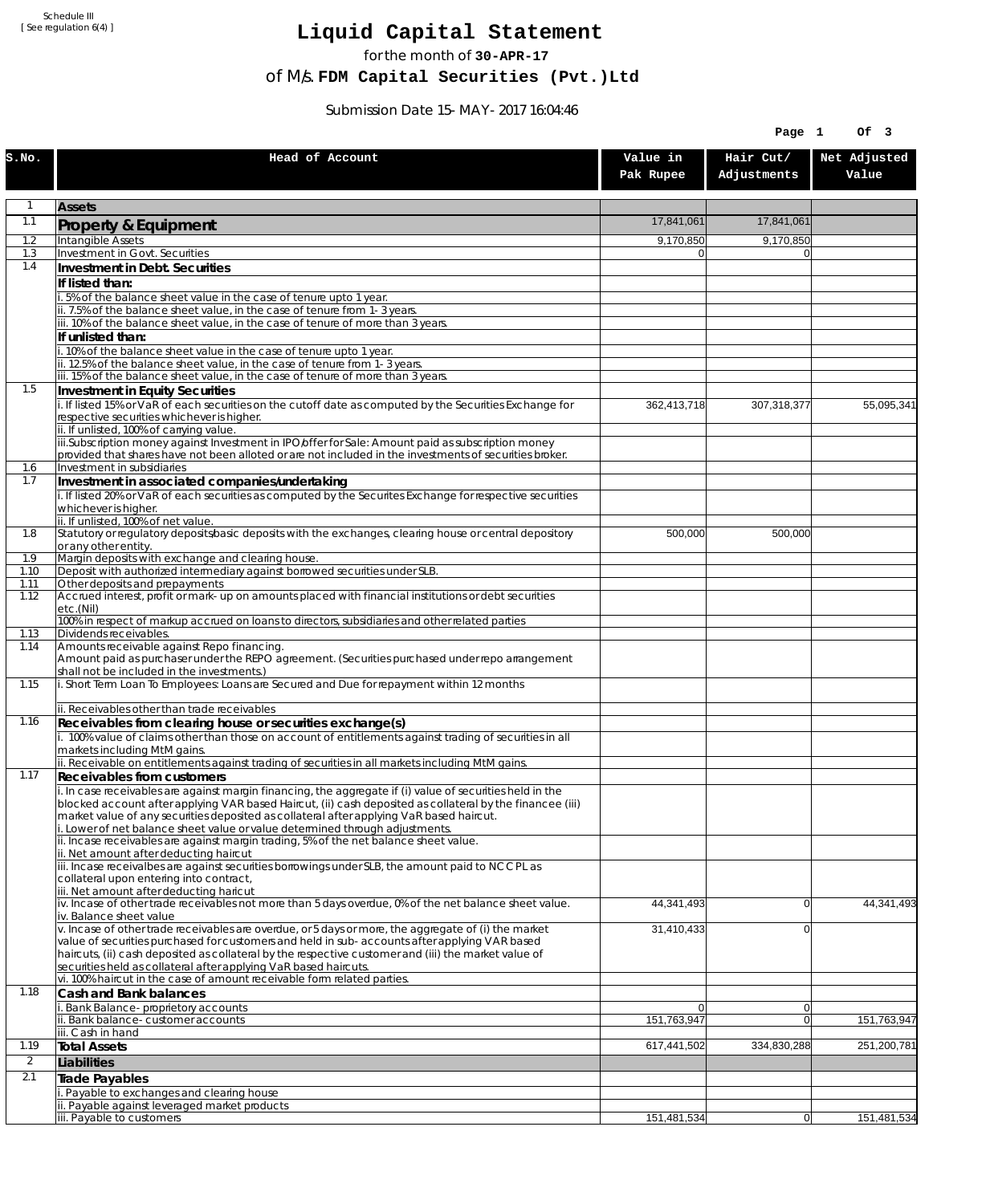Schedule III
[ See regulation 6(4) ]

# Liquid Capital Statement

for the month of **30-APR-17**

of M/s. **FDM Capital Securities (Pvt.)Ltd**

Submission Date 15-MAY-2017 16:04:46

| S.No. | Head of Account | Value in Pak Rupee | Hair Cut/ Adjustments | Net Adjusted Value |
|---|---|---|---|---|
| 1 | **Assets** | | | |
| 1.1 | **Property & Equipment** | 17,841,061 | 17,841,061 | |
| 1.2 | Intangible Assets | 9,170,850 | 9,170,850 | |
| 1.3 | Investment in Govt. Securities | 0 | 0 | |
| 1.4 | **Investment in Debt. Securities** | | | |
| | **If listed than:** | | | |
| | i. 5% of the balance sheet value in the case of tenure upto 1 year. | | | |
| | ii. 7.5% of the balance sheet value, in the case of tenure from 1-3 years. | | | |
| | iii. 10% of the balance sheet value, in the case of tenure of more than 3 years. | | | |
| | **If unlisted than:** | | | |
| | i. 10% of the balance sheet value in the case of tenure upto 1 year. | | | |
| | ii. 12.5% of the balance sheet value, in the case of tenure from 1-3 years. | | | |
| | iii. 15% of the balance sheet value, in the case of tenure of more than 3 years. | | | |
| 1.5 | **Investment in Equity Securities** | | | |
| | i. If listed 15% or VaR of each securities on the cutoff date as computed by the Securities Exchange for respective securities whichever is higher. | 362,413,718 | 307,318,377 | 55,095,341 |
| | ii. If unlisted, 100% of carrying value. | | | |
| | iii.Subscription money against Investment in IPO/offer for Sale: Amount paid as subscription money provided that shares have not been alloted or are not included in the investments of securities broker. | | | |
| 1.6 | Investment in subsidiaries | | | |
| 1.7 | **Investment in associated companies/undertaking** | | | |
| | i. If listed 20% or VaR of each securities as computed by the Securites Exchange for respective securities whichever is higher. | | | |
| | ii. If unlisted, 100% of net value. | | | |
| 1.8 | Statutory or regulatory deposits/basic deposits with the exchanges, clearing house or central depository or any other entity. | 500,000 | 500,000 | |
| 1.9 | Margin deposits with exchange and clearing house. | | | |
| 1.10 | Deposit with authorized intermediary against borrowed securities under SLB. | | | |
| 1.11 | Other deposits and prepayments | | | |
| 1.12 | Accrued interest, profit or mark-up on amounts placed with financial institutions or debt securities etc.(Nil) | | | |
| | 100% in respect of markup accrued on loans to directors, subsidiaries and other related parties | | | |
| 1.13 | Dividends receivables. | | | |
| 1.14 | Amounts receivable against Repo financing. Amount paid as purchaser under the REPO agreement. (Securities purchased under repo arrangement shall not be included in the investments.) | | | |
| 1.15 | i. Short Term Loan To Employees: Loans are Secured and Due for repayment within 12 months | | | |
| | ii. Receivables other than trade receivables | | | |
| 1.16 | **Receivables from clearing house or securities exchange(s)** | | | |
| | i. 100% value of claims other than those on account of entitlements against trading of securities in all markets including MtM gains. | | | |
| | ii. Receivable on entitlements against trading of securities in all markets including MtM gains. | | | |
| 1.17 | **Receivables from customers** | | | |
| | i. In case receivables are against margin financing, the aggregate if (i) value of securities held in the blocked account after applying VAR based Haircut, (ii) cash deposited as collateral by the financee (iii) market value of any securities deposited as collateral after applying VaR based haircut. i. Lower of net balance sheet value or value determined through adjustments. | | | |
| | ii. Incase receivables are against margin trading, 5% of the net balance sheet value. ii. Net amount after deducting haircut | | | |
| | iii. Incase receivalbes are against securities borrowings under SLB, the amount paid to NCCPL as collateral upon entering into contract, iii. Net amount after deducting haricut | | | |
| | iv. Incase of other trade receivables not more than 5 days overdue, 0% of the net balance sheet value. iv. Balance sheet value | 44,341,493 | 0 | 44,341,493 |
| | v. Incase of other trade receivables are overdue, or 5 days or more, the aggregate of (i) the market value of securities purchased for customers and held in sub-accounts after applying VAR based haircuts, (ii) cash deposited as collateral by the respective customer and (iii) the market value of securities held as collateral after applying VaR based haircuts. | 31,410,433 | 0 | |
| | vi. 100% haircut in the case of amount receivable form related parties. | | | |
| 1.18 | **Cash and Bank balances** | | | |
| | i. Bank Balance-proprietory accounts | 0 | 0 | |
| | ii. Bank balance-customer accounts | 151,763,947 | 0 | 151,763,947 |
| | iii. Cash in hand | | | |
| 1.19 | **Total Assets** | 617,441,502 | 334,830,288 | 251,200,781 |
| 2 | **Liabilities** | | | |
| 2.1 | **Trade Payables** | | | |
| | i. Payable to exchanges and clearing house | | | |
| | ii. Payable against leveraged market products | | | |
| | iii. Payable to customers | 151,481,534 | 0 | 151,481,534 |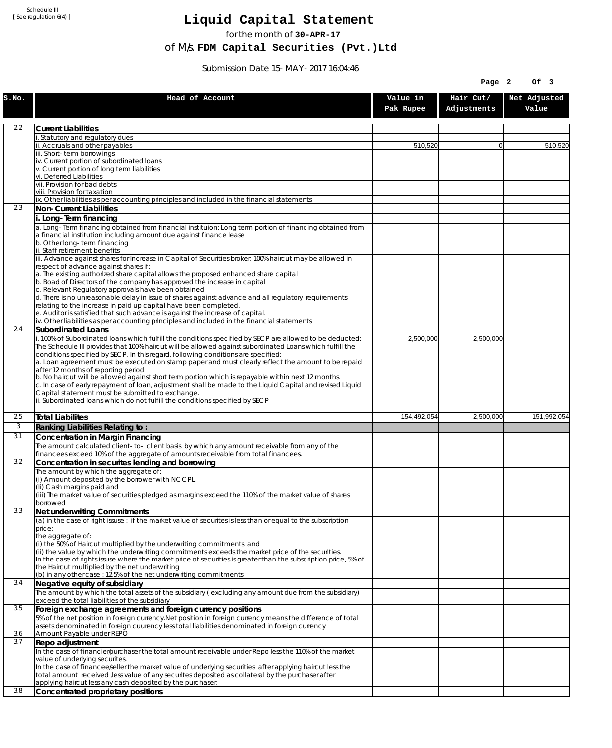Schedule III
[ See regulation 6(4) ]

# Liquid Capital Statement

for the month of **30-APR-17**

of M/s. **FDM Capital Securities (Pvt.)Ltd**

Submission Date 15-MAY-2017 16:04:46

| S.No. | Head of Account | Value in Pak Rupee | Hair Cut/ Adjustments | Net Adjusted Value |
|---|---|---|---|---|
| 2.2 | **Current Liabilities** | | | |
| | i. Statutory and regulatory dues | | | |
| | ii. Accruals and other payables | 510,520 | 0 | 510,520 |
| | iii. Short-term borrowings | | | |
| | iv. Current portion of subordinated loans | | | |
| | v. Current portion of long term liabilities | | | |
| | vi. Deferred Liabilities | | | |
| | vii. Provision for bad debts | | | |
| | viii. Provision for taxation | | | |
| | ix. Other liabilities as per accounting principles and included in the financial statements | | | |
| 2.3 | **Non-Current Liabilities** | | | |
| | **i. Long-Term financing** | | | |
| | a. Long-Term financing obtained from financial instituion: Long term portion of financing obtained from a financial institution including amount due against finance lease | | | |
| | b. Other long-term financing | | | |
| | ii. Staff retirement benefits | | | |
| | iii. Advance against shares for Increase in Capital of Securities broker: 100% haircut may be allowed in respect of advance against shares if:<br>a. The existing authorized share capital allows the proposed enhanced share capital<br>b. Boad of Directors of the company has approved the increase in capital<br>c. Relevant Regulatory approvals have been obtained<br>d. There is no unreasonable delay in issue of shares against advance and all regulatory requirements relating to the increase in paid up capital have been completed.<br>e. Auditor is satisfied that such advance is against the increase of capital. | | | |
| | iv. Other liabilities as per accounting principles and included in the financial statements | | | |
| 2.4 | **Subordinated Loans** | | | |
| | i. 100% of Subordinated loans which fulfill the conditions specified by SECP are allowed to be deducted:<br>The Schedule III provides that 100% haircut will be allowed against subordinated Loans which fulfill the conditions specified by SECP. In this regard, following conditions are specified:<br>a. Loan agreement must be executed on stamp paper and must clearly reflect the amount to be repaid after 12 months of reporting period<br>b. No haircut will be allowed against short term portion which is repayable within next 12 months.<br>c. In case of early repayment of loan, adjustment shall be made to the Liquid Capital and revised Liquid Capital statement must be submitted to exchange. | 2,500,000 | 2,500,000 | |
| | ii. Subordinated loans which do not fulfill the conditions specified by SECP | | | |
| 2.5 | **Total Liabilites** | 154,492,054 | 2,500,000 | 151,992,054 |
| 3 | **Ranking Liabilities Relating to :** | | | |
| 3.1 | **Concentration in Margin Financing** | | | |
| | The amount calculated client-to- client basis by which any amount receivable from any of the financees exceed 10% of the aggregate of amounts receivable from total financees. | | | |
| 3.2 | **Concentration in securites lending and borrowing** | | | |
| | The amount by which the aggregate of:<br>(i) Amount deposited by the borrower with NCCPL<br>(Ii) Cash margins paid and<br>(iii) The market value of securities pledged as margins exceed the 110% of the market value of shares borrowed | | | |
| 3.3 | **Net underwriting Commitments** | | | |
| | (a) in the case of right issuse : if the market value of securites is less than or equal to the subscription price;<br>the aggregate of:<br>(i) the 50% of Haircut multiplied by the underwriting commitments and<br>(ii) the value by which the underwriting commitments exceeds the market price of the securities.<br>In the case of rights issuse where the market price of securities is greater than the subscription price, 5% of the Haircut multiplied by the net underwriting | | | |
| | (b) in any other case : 12.5% of the net underwriting commitments | | | |
| 3.4 | **Negative equity of subsidiary** | | | |
| | The amount by which the total assets of the subsidiary ( excluding any amount due from the subsidiary) exceed the total liabilities of the subsidiary | | | |
| 3.5 | **Foreign exchange agreements and foreign currency positions** | | | |
| | 5% of the net position in foreign currency.Net position in foreign currency means the difference of total assets denominated in foreign cuurency less total liabilities denominated in foreign currency | | | |
| 3.6 | Amount Payable under REPO | | | |
| 3.7 | **Repo adjustment** | | | |
| | In the case of financier/purchaser the total amount receivable under Repo less the 110% of the market value of underlying securites.<br>In the case of financee/seller the market value of underlying securities after applying haircut less the total amount received ,less value of any securites deposited as collateral by the purchaser after applying haircut less any cash deposited by the purchaser. | | | |
| 3.8 | **Concentrated proprietary positions** | | | |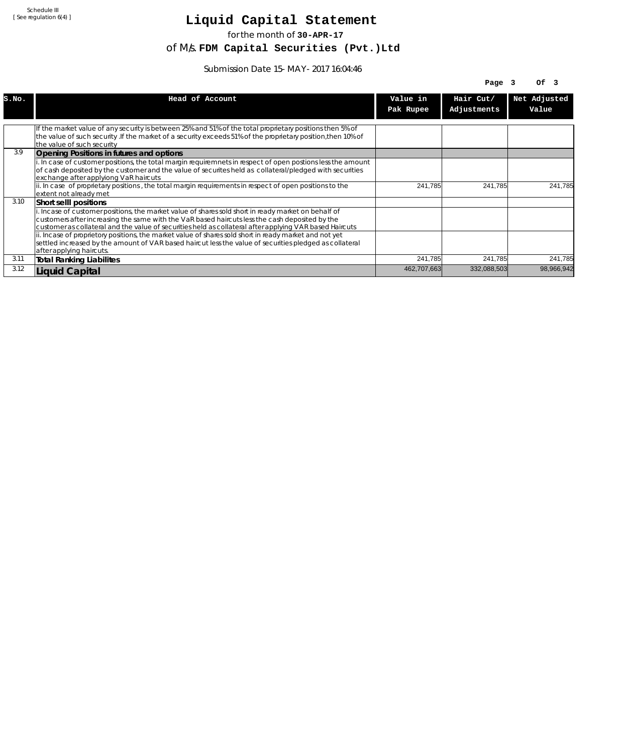Schedule III
[ See regulation 6(4) ]

# Liquid Capital Statement

for the month of **30-APR-17**

of M/s. **FDM Capital Securities (Pvt.)Ltd**

Submission Date 15-MAY-2017 16:04:46

| S.No. | Head of Account | Value in Pak Rupee | Hair Cut/ Adjustments | Net Adjusted Value |
|---|---|---|---|---|
| | If the market value of any security is between 25% and 51% of the total proprietary positions then 5% of the value of such security .If the market of a security exceeds 51% of the proprietary position,then 10% of the value of such security | | | |
| 3.9 | **Opening Positions in futures and options** | | | |
| | i. In case of customer positions, the total margin requiremnets in respect of open postions less the amount of cash deposited by the customer and the value of securites held as collateral/pledged with securities exchange after applyiong VaR haircuts | | | |
| | ii. In case of proprietary positions , the total margin requirements in respect of open positions to the extent not already met | 241,785 | 241,785 | 241,785 |
| 3.10 | **Short selll positions** | | | |
| | i. Incase of customer positions, the market value of shares sold short in ready market on behalf of customers after increasing the same with the VaR based haircuts less the cash deposited by the customer as collateral and the value of securities held as collateral after applying VAR based Haircuts | | | |
| | ii. Incase of proprietory positions, the market value of shares sold short in ready market and not yet settled increased by the amount of VAR based haircut less the value of securities pledged as collateral after applying haircuts. | | | |
| 3.11 | **Total Ranking Liabilites** | 241,785 | 241,785 | 241,785 |
| 3.12 | **Liquid Capital** | 462,707,663 | 332,088,503 | 98,966,942 |